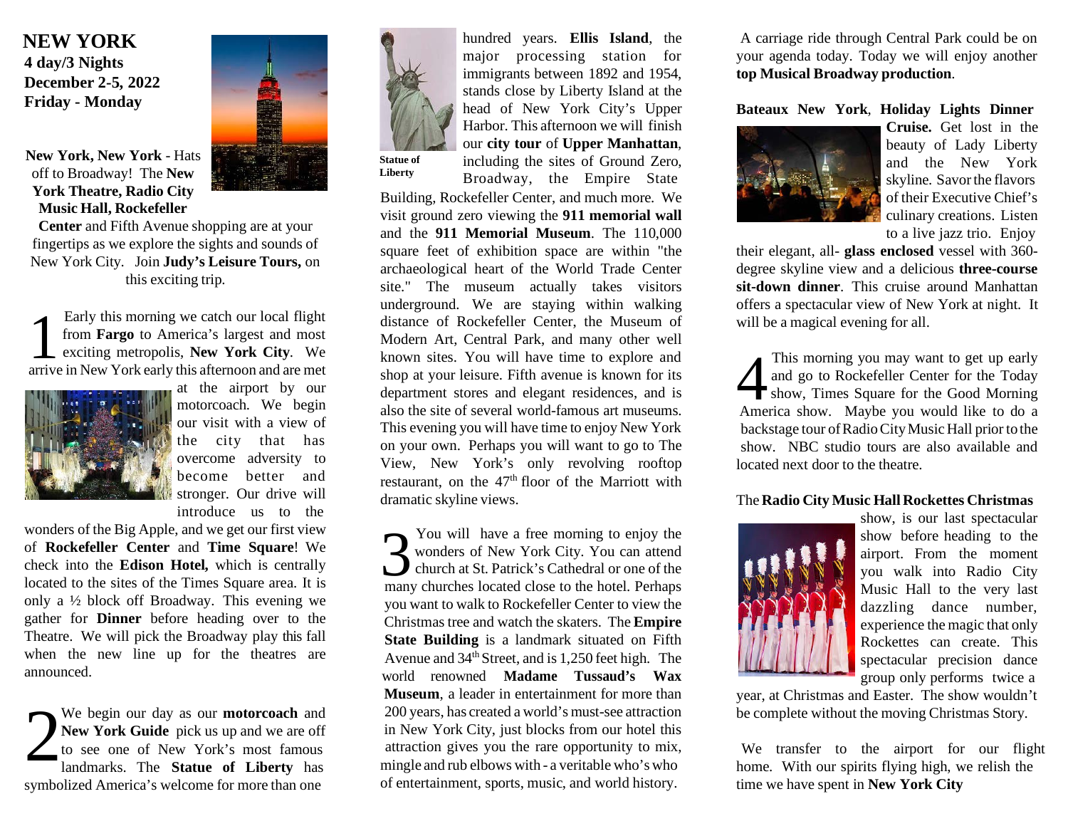# NEW YORK

**4 day/3 Nights**
**December 2-5, 2022**
**Friday - Monday**

**New York, New York** - Hats off to Broadway! The **New York Theatre, Radio City Music Hall, Rockefeller Center** and Fifth Avenue shopping are at your fingertips as we explore the sights and sounds of New York City. Join **Judy's Leisure Tours,** on this exciting trip.

**1** Early this morning we catch our local flight from **Fargo** to America's largest and most exciting metropolis, **New York City**. We arrive in New York early this afternoon and are met at the airport by our motorcoach. We begin our visit with a view of the city that has overcome adversity to become better and stronger. Our drive will introduce us to the wonders of the Big Apple, and we get our first view of **Rockefeller Center** and **Time Square**! We check into the **Edison Hotel,** which is centrally located to the sites of the Times Square area. It is only a ½ block off Broadway. This evening we gather for **Dinner** before heading over to the Theatre. We will pick the Broadway play this fall when the new line up for the theatres are announced.

**2** We begin our day as our **motorcoach** and **New York Guide** pick us up and we are off to see one of New York's most famous landmarks. The **Statue of Liberty** has symbolized America's welcome for more than one hundred years. **Ellis Island**, the major processing station for immigrants between 1892 and 1954, stands close by Liberty Island at the head of New York City's Upper Harbor. This afternoon we will finish our **city tour** of **Upper Manhattan**, including the sites of Ground Zero, Broadway, the Empire State Building, Rockefeller Center, and much more. We visit ground zero viewing the **911 memorial wall** and the **911 Memorial Museum**. The 110,000 square feet of exhibition space are within "the archaeological heart of the World Trade Center site." The museum actually takes visitors underground. We are staying within walking distance of Rockefeller Center, the Museum of Modern Art, Central Park, and many other well known sites. You will have time to explore and shop at your leisure. Fifth avenue is known for its department stores and elegant residences, and is also the site of several world-famous art museums. This evening you will have time to enjoy New York on your own. Perhaps you will want to go to The View, New York's only revolving rooftop restaurant, on the 47th floor of the Marriott with dramatic skyline views.

**Statue of Liberty**

**3** You will have a free morning to enjoy the wonders of New York City. You can attend church at St. Patrick's Cathedral or one of the many churches located close to the hotel. Perhaps you want to walk to Rockefeller Center to view the Christmas tree and watch the skaters. The **Empire State Building** is a landmark situated on Fifth Avenue and 34th Street, and is 1,250 feet high. The world renowned **Madame Tussaud's Wax Museum**, a leader in entertainment for more than 200 years, has created a world's must-see attraction in New York City, just blocks from our hotel this attraction gives you the rare opportunity to mix, mingle and rub elbows with - a veritable who's who of entertainment, sports, music, and world history.

A carriage ride through Central Park could be on your agenda today. Today we will enjoy another **top Musical Broadway production**.

**Bateaux New York**, **Holiday Lights Dinner Cruise.** Get lost in the beauty of Lady Liberty and the New York skyline. Savor the flavors of their Executive Chief's culinary creations. Listen to a live jazz trio. Enjoy their elegant, all- **glass enclosed** vessel with 360-degree skyline view and a delicious **three-course sit-down dinner**. This cruise around Manhattan offers a spectacular view of New York at night. It will be a magical evening for all.

**4** This morning you may want to get up early and go to Rockefeller Center for the Today show, Times Square for the Good Morning America show. Maybe you would like to do a backstage tour of Radio City Music Hall prior to the show. NBC studio tours are also available and located next door to the theatre.

The **Radio City Music Hall Rockettes Christmas** show, is our last spectacular show before heading to the airport. From the moment you walk into Radio City Music Hall to the very last dazzling dance number, experience the magic that only Rockettes can create. This spectacular precision dance group only performs twice a year, at Christmas and Easter. The show wouldn't be complete without the moving Christmas Story.

We transfer to the airport for our flight home. With our spirits flying high, we relish the time we have spent in **New York City**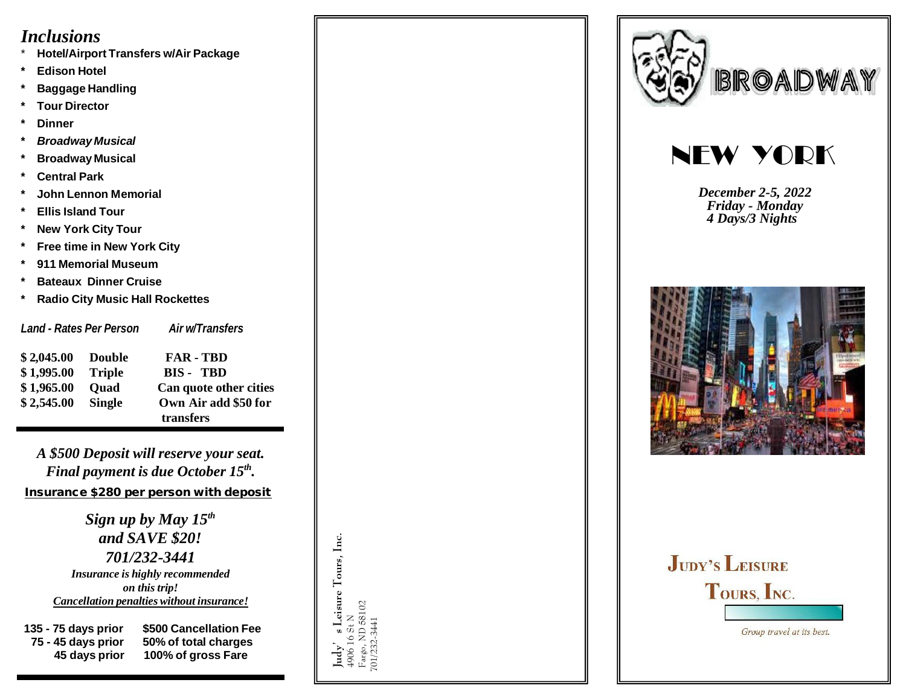## *Inclusions*

- Hotel/Airport Transfers w/Air Package
- Edison Hotel
- Baggage Handling
- Tour Director
- Dinner
- *Broadway Musical*
- Broadway Musical
- Central Park
- John Lennon Memorial
- Ellis Island Tour
- New York City Tour
- Free time in New York City
- 911 Memorial Museum
- Bateaux Dinner Cruise
- Radio City Music Hall Rockettes

| *Land - Rates Per Person* | | *Air w/Transfers* |
|---|---|---|
| $ 2,045.00 | Double | FAR - TBD |
| $ 1,995.00 | Triple | BIS - TBD |
| $ 1,965.00 | Quad | Can quote other cities |
| $ 2,545.00 | Single | Own Air add $50 for transfers |

***A $500 Deposit will reserve your seat.***
***Final payment is due October 15th.***

**Insurance $280 per person with deposit**

***Sign up by May 15th and SAVE $20!***
***701/232-3441***

***Insurance is highly recommended on this trip!***
***Cancellation penalties without insurance!***

| | |
|---|---|
| 135 - 75 days prior | $500 Cancellation Fee |
| 75 - 45 days prior | 50% of total charges |
| 45 days prior | 100% of gross Fare |

Judy's Leisure Tours, Inc.
4906 16 St N
Fargo, ND 58102
701/232-3441

# BROADWAY

# NEW YORK

***December 2-5, 2022***
***Friday - Monday***
***4 Days/3 Nights***

**Judy's Leisure Tours, Inc.**

*Group travel at its best.*